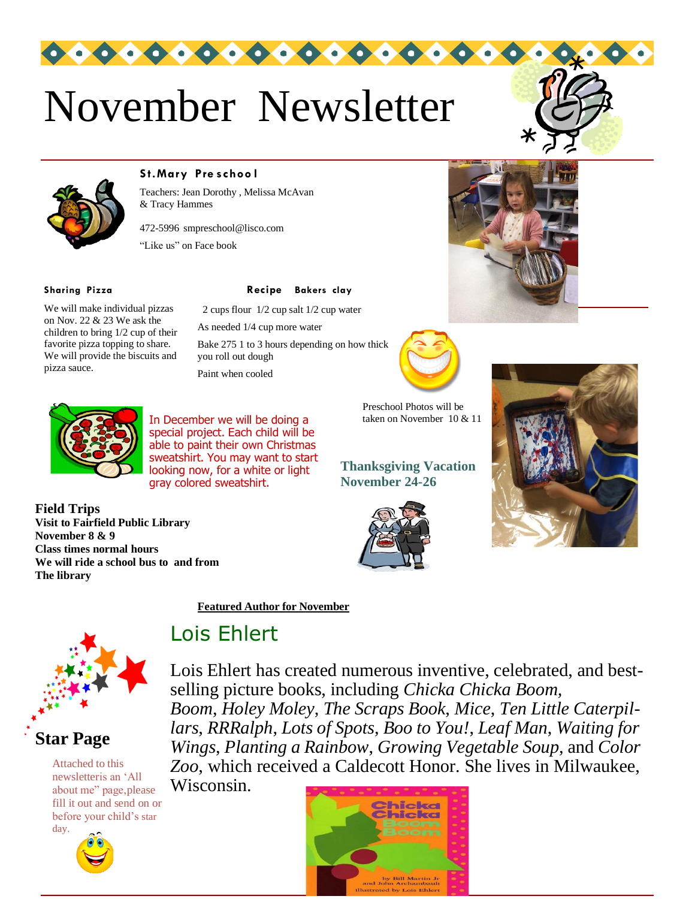# November Newsletter

**St.Mary Preschool**

Teachers: Jean Dorothy , Melissa McAvan & Tracy Hammes

472-5996 smpreschool@lisco.com

"Like us" on Face book

**Sharing Pizza**

We will make individual pizzas on Nov. 22 & 23 We ask the children to bring 1/2 cup of their favorite pizza topping to share. We will provide the biscuits and pizza sauce.

**Recipe Bakers clay**

2 cups flour 1/2 cup salt 1/2 cup water

As needed 1/4 cup more water

Bake 275 1 to 3 hours depending on how thick you roll out dough

Paint when cooled

In December we will be doing a special project. Each child will be able to paint their own Christmas sweatshirt. You may want to start looking now, for a white or light gray colored sweatshirt.

Preschool Photos will be taken on November 10 & 11

**Thanksgiving Vacation November 24-26**

**Field Trips**
**Visit to Fairfield Public Library**
**November 8 & 9**
**Class times normal hours**
**We will ride a school bus to and from**
**The library**

**Featured Author for November**

## Lois Ehlert

Lois Ehlert has created numerous inventive, celebrated, and best-selling picture books, including *Chicka Chicka Boom, Boom*, *Holey Moley*, *The Scraps Book*, *Mice*, *Ten Little Caterpillars*, *RRRalph*, *Lots of Spots*, *Boo to You!*, *Leaf Man*, *Waiting for Wings*, *Planting a Rainbow*, *Growing Vegetable Soup*, and *Color Zoo*, which received a Caldecott Honor. She lives in Milwaukee, Wisconsin.

**Star Page**

Attached to this newsletteris an 'All about me" page,please fill it out and send on or before your child's star day.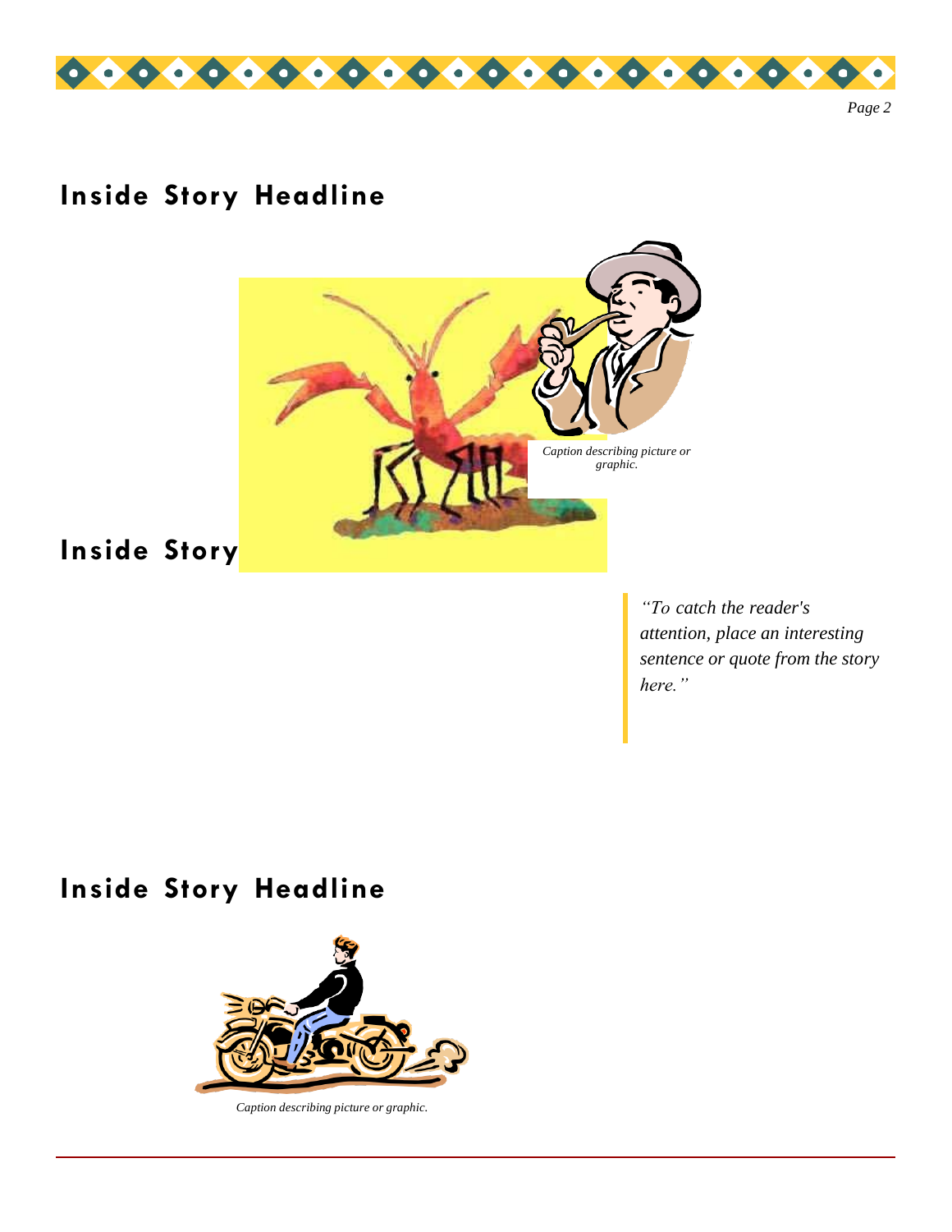## Inside Story Headline

*Caption describing picture or graphic.*

## Inside Story

> *"To catch the reader's attention, place an interesting sentence or quote from the story here."*

## Inside Story Headline

*Caption describing picture or graphic.*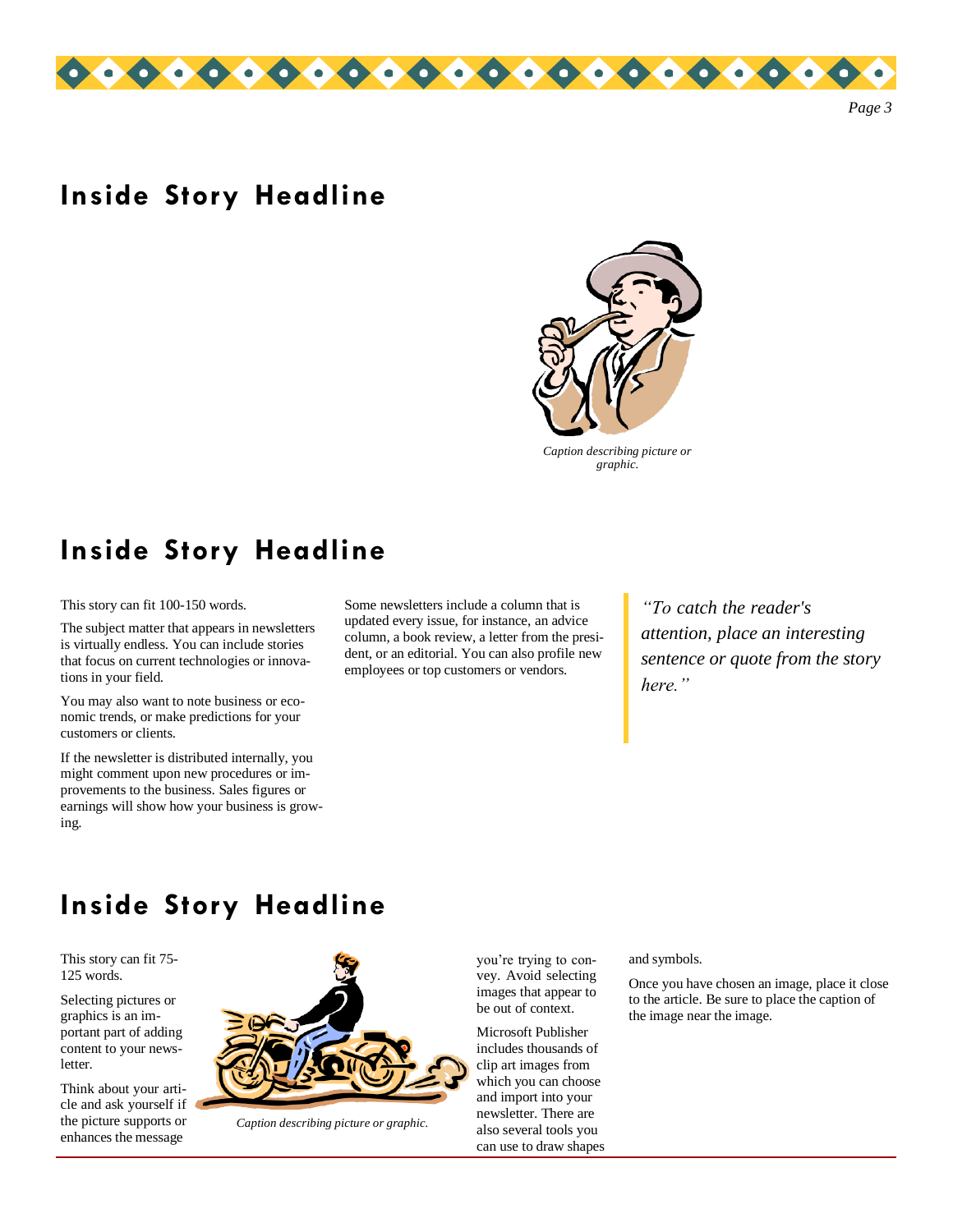## Inside Story Headline

*Caption describing picture or graphic.*

## Inside Story Headline

This story can fit 100-150 words.

The subject matter that appears in newsletters is virtually endless. You can include stories that focus on current technologies or innovations in your field.

You may also want to note business or economic trends, or make predictions for your customers or clients.

If the newsletter is distributed internally, you might comment upon new procedures or improvements to the business. Sales figures or earnings will show how your business is growing.

Some newsletters include a column that is updated every issue, for instance, an advice column, a book review, a letter from the president, or an editorial. You can also profile new employees or top customers or vendors.

> *"To catch the reader's attention, place an interesting sentence or quote from the story here."*

## Inside Story Headline

This story can fit 75-125 words.

Selecting pictures or graphics is an important part of adding content to your newsletter.

Think about your article and ask yourself if the picture supports or enhances the message you're trying to convey. Avoid selecting images that appear to be out of context.

Microsoft Publisher includes thousands of clip art images from which you can choose and import into your newsletter. There are also several tools you can use to draw shapes and symbols.

Once you have chosen an image, place it close to the article. Be sure to place the caption of the image near the image.

*Caption describing picture or graphic.*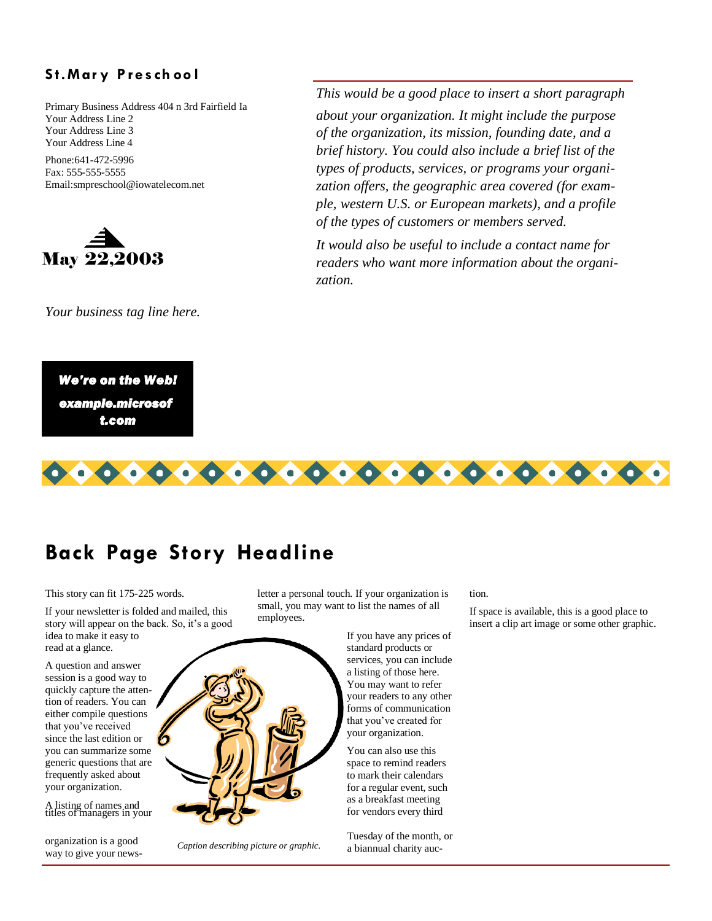## St.Mary Preschool

Primary Business Address 404 n 3rd Fairfield Ia
Your Address Line 2
Your Address Line 3
Your Address Line 4

Phone:641-472-5996
Fax: 555-555-5555
Email:smpreschool@iowatelecom.net

**May 22,2003**

*Your business tag line here.*

***We're on the Web!***

***example.microsoft.com***

*This would be a good place to insert a short paragraph about your organization. It might include the purpose of the organization, its mission, founding date, and a brief history. You could also include a brief list of the types of products, services, or programs your organization offers, the geographic area covered (for example, western U.S. or European markets), and a profile of the types of customers or members served.*

*It would also be useful to include a contact name for readers who want more information about the organization.*

# Back Page Story Headline

This story can fit 175-225 words.

If your newsletter is folded and mailed, this story will appear on the back. So, it's a good idea to make it easy to read at a glance.

A question and answer session is a good way to quickly capture the attention of readers. You can either compile questions that you've received since the last edition or you can summarize some generic questions that are frequently asked about your organization.

A listing of names and titles of managers in your organization is a good way to give your newsletter a personal touch. If your organization is small, you may want to list the names of all employees.

If you have any prices of standard products or services, you can include a listing of those here. You may want to refer your readers to any other forms of communication that you've created for your organization.

You can also use this space to remind readers to mark their calendars for a regular event, such as a breakfast meeting for vendors every third Tuesday of the month, or a biannual charity auction.

If space is available, this is a good place to insert a clip art image or some other graphic.

*Caption describing picture or graphic.*